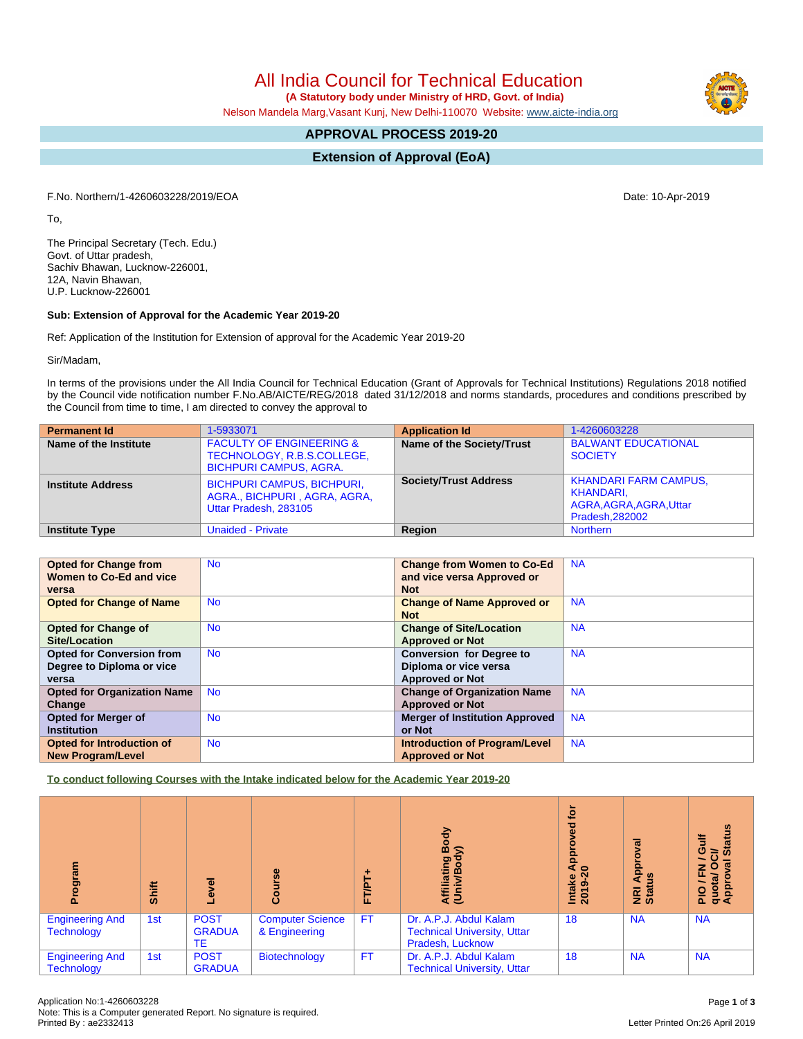# All India Council for Technical Education

**(A Statutory body under Ministry of HRD, Govt. of India)**

Nelson Mandela Marg,Vasant Kunj, New Delhi-110070 Website: www.aicte-india.org

## APPROVAL PROCESS 2019-20

## Extension of Approval (EoA)

F.No. Northern/1-4260603228/2019/EOA

Date: 10-Apr-2019

To,

The Principal Secretary (Tech. Edu.)
Govt. of Uttar pradesh,
Sachiv Bhawan, Lucknow-226001,
12A, Navin Bhawan,
U.P. Lucknow-226001

**Sub: Extension of Approval for the Academic Year 2019-20**

Ref: Application of the Institution for Extension of approval for the Academic Year 2019-20

Sir/Madam,

In terms of the provisions under the All India Council for Technical Education (Grant of Approvals for Technical Institutions) Regulations 2018 notified by the Council vide notification number F.No.AB/AICTE/REG/2018 dated 31/12/2018 and norms standards, procedures and conditions prescribed by the Council from time to time, I am directed to convey the approval to

| **Permanent Id** | 1-5933071 | **Application Id** | 1-4260603228 |
|---|---|---|---|
| **Name of the Institute** | FACULTY OF ENGINEERING & TECHNOLOGY, R.B.S.COLLEGE, BICHPURI CAMPUS, AGRA. | **Name of the Society/Trust** | BALWANT EDUCATIONAL SOCIETY |
| **Institute Address** | BICHPURI CAMPUS, BICHPURI, AGRA., BICHPURI , AGRA, AGRA, Uttar Pradesh, 283105 | **Society/Trust Address** | KHANDARI FARM CAMPUS, KHANDARI, AGRA,AGRA,AGRA,Uttar Pradesh,282002 |
| **Institute Type** | Unaided - Private | **Region** | Northern |

| **Opted for Change from Women to Co-Ed and vice versa** | No | **Change from Women to Co-Ed and vice versa Approved or Not** | NA |
|---|---|---|---|
| **Opted for Change of Name** | No | **Change of Name Approved or Not** | NA |
| **Opted for Change of Site/Location** | No | **Change of Site/Location Approved or Not** | NA |
| **Opted for Conversion from Degree to Diploma or vice versa** | No | **Conversion for Degree to Diploma or vice versa Approved or Not** | NA |
| **Opted for Organization Name Change** | No | **Change of Organization Name Approved or Not** | NA |
| **Opted for Merger of Institution** | No | **Merger of Institution Approved or Not** | NA |
| **Opted for Introduction of New Program/Level** | No | **Introduction of Program/Level Approved or Not** | NA |

**To conduct following Courses with the Intake indicated below for the Academic Year 2019-20**

| Program | Shift | Level | Course | FT/PT+ | Affiliating Body (Univ/Body) | Intake Approved for 2019-20 | NRI Approval Status | PIO / FN / Gulf quota/ OCI/ Approval Status |
|---|---|---|---|---|---|---|---|---|
| Engineering And Technology | 1st | POST GRADUATE | Computer Science & Engineering | FT | Dr. A.P.J. Abdul Kalam Technical University, Uttar Pradesh, Lucknow | 18 | NA | NA |
| Engineering And Technology | 1st | POST GRADUA | Biotechnology | FT | Dr. A.P.J. Abdul Kalam Technical University, Uttar | 18 | NA | NA |

Application No:1-4260603228
Note: This is a Computer generated Report. No signature is required.
Printed By : ae2332413

Letter Printed On:26 April 2019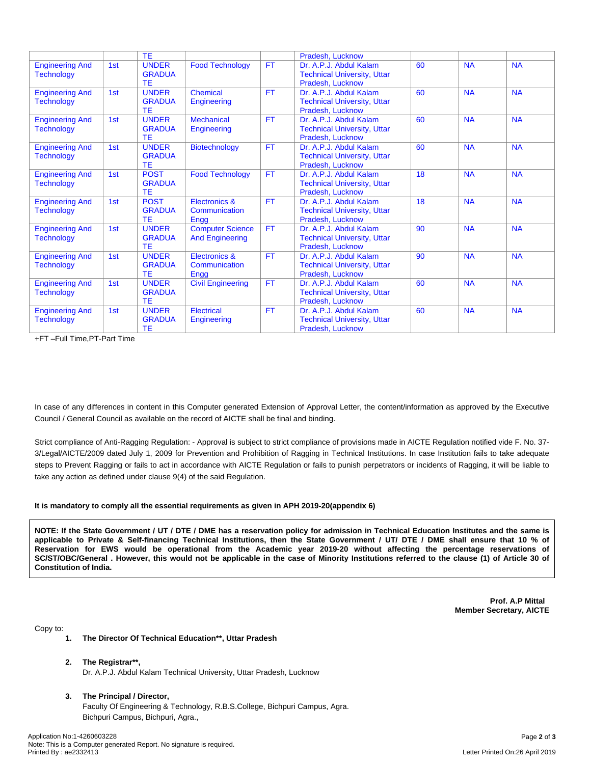| | | | | | | | | |
|---|---|---|---|---|---|---|---|---|
| | | TE | | | Pradesh, Lucknow | | | |
| Engineering And Technology | 1st | UNDER GRADUATE | Food Technology | FT | Dr. A.P.J. Abdul Kalam Technical University, Uttar Pradesh, Lucknow | 60 | NA | NA |
| Engineering And Technology | 1st | UNDER GRADUATE | Chemical Engineering | FT | Dr. A.P.J. Abdul Kalam Technical University, Uttar Pradesh, Lucknow | 60 | NA | NA |
| Engineering And Technology | 1st | UNDER GRADUATE | Mechanical Engineering | FT | Dr. A.P.J. Abdul Kalam Technical University, Uttar Pradesh, Lucknow | 60 | NA | NA |
| Engineering And Technology | 1st | UNDER GRADUATE | Biotechnology | FT | Dr. A.P.J. Abdul Kalam Technical University, Uttar Pradesh, Lucknow | 60 | NA | NA |
| Engineering And Technology | 1st | POST GRADUATE | Food Technology | FT | Dr. A.P.J. Abdul Kalam Technical University, Uttar Pradesh, Lucknow | 18 | NA | NA |
| Engineering And Technology | 1st | POST GRADUATE | Electronics & Communication Engg | FT | Dr. A.P.J. Abdul Kalam Technical University, Uttar Pradesh, Lucknow | 18 | NA | NA |
| Engineering And Technology | 1st | UNDER GRADUATE | Computer Science And Engineering | FT | Dr. A.P.J. Abdul Kalam Technical University, Uttar Pradesh, Lucknow | 90 | NA | NA |
| Engineering And Technology | 1st | UNDER GRADUATE | Electronics & Communication Engg | FT | Dr. A.P.J. Abdul Kalam Technical University, Uttar Pradesh, Lucknow | 90 | NA | NA |
| Engineering And Technology | 1st | UNDER GRADUATE | Civil Engineering | FT | Dr. A.P.J. Abdul Kalam Technical University, Uttar Pradesh, Lucknow | 60 | NA | NA |
| Engineering And Technology | 1st | UNDER GRADUATE | Electrical Engineering | FT | Dr. A.P.J. Abdul Kalam Technical University, Uttar Pradesh, Lucknow | 60 | NA | NA |

+FT –Full Time,PT-Part Time

In case of any differences in content in this Computer generated Extension of Approval Letter, the content/information as approved by the Executive Council / General Council as available on the record of AICTE shall be final and binding.

Strict compliance of Anti-Ragging Regulation: - Approval is subject to strict compliance of provisions made in AICTE Regulation notified vide F. No. 37-3/Legal/AICTE/2009 dated July 1, 2009 for Prevention and Prohibition of Ragging in Technical Institutions. In case Institution fails to take adequate steps to Prevent Ragging or fails to act in accordance with AICTE Regulation or fails to punish perpetrators or incidents of Ragging, it will be liable to take any action as defined under clause 9(4) of the said Regulation.

**It is mandatory to comply all the essential requirements as given in APH 2019-20(appendix 6)**

**NOTE: If the State Government / UT / DTE / DME has a reservation policy for admission in Technical Education Institutes and the same is applicable to Private & Self-financing Technical Institutions, then the State Government / UT/ DTE / DME shall ensure that 10 % of Reservation for EWS would be operational from the Academic year 2019-20 without affecting the percentage reservations of SC/ST/OBC/General . However, this would not be applicable in the case of Minority Institutions referred to the clause (1) of Article 30 of Constitution of India.**

**Prof. A.P Mittal**
**Member Secretary, AICTE**

Copy to:

1. **The Director Of Technical Education\*\*, Uttar Pradesh**

2. **The Registrar\*\*,**
   Dr. A.P.J. Abdul Kalam Technical University, Uttar Pradesh, Lucknow

3. **The Principal / Director,**
   Faculty Of Engineering & Technology, R.B.S.College, Bichpuri Campus, Agra.
   Bichpuri Campus, Bichpuri, Agra.,

Application No:1-4260603228
Note: This is a Computer generated Report. No signature is required.
Printed By : ae2332413

Letter Printed On:26 April 2019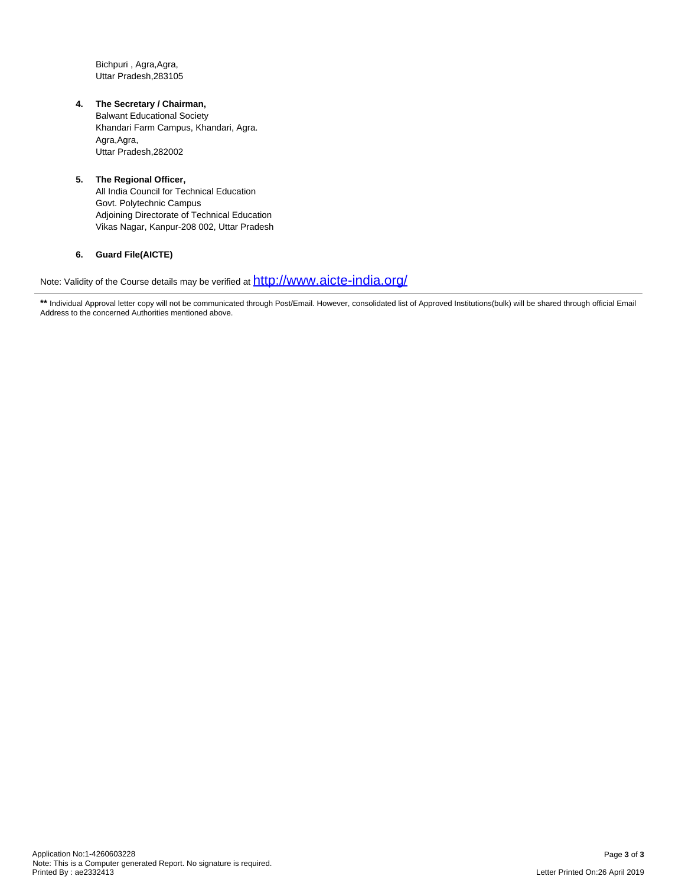Bichpuri , Agra,Agra,
Uttar Pradesh,283105

4. **The Secretary / Chairman,**
   Balwant Educational Society
   Khandari Farm Campus, Khandari, Agra.
   Agra,Agra,
   Uttar Pradesh,282002

5. **The Regional Officer,**
   All India Council for Technical Education
   Govt. Polytechnic Campus
   Adjoining Directorate of Technical Education
   Vikas Nagar, Kanpur-208 002, Uttar Pradesh

6. **Guard File(AICTE)**

Note: Validity of the Course details may be verified at http://www.aicte-india.org/

---

**\*\*** Individual Approval letter copy will not be communicated through Post/Email. However, consolidated list of Approved Institutions(bulk) will be shared through official Email Address to the concerned Authorities mentioned above.

Application No:1-4260603228
Note: This is a Computer generated Report. No signature is required.
Printed By : ae2332413

Letter Printed On:26 April 2019